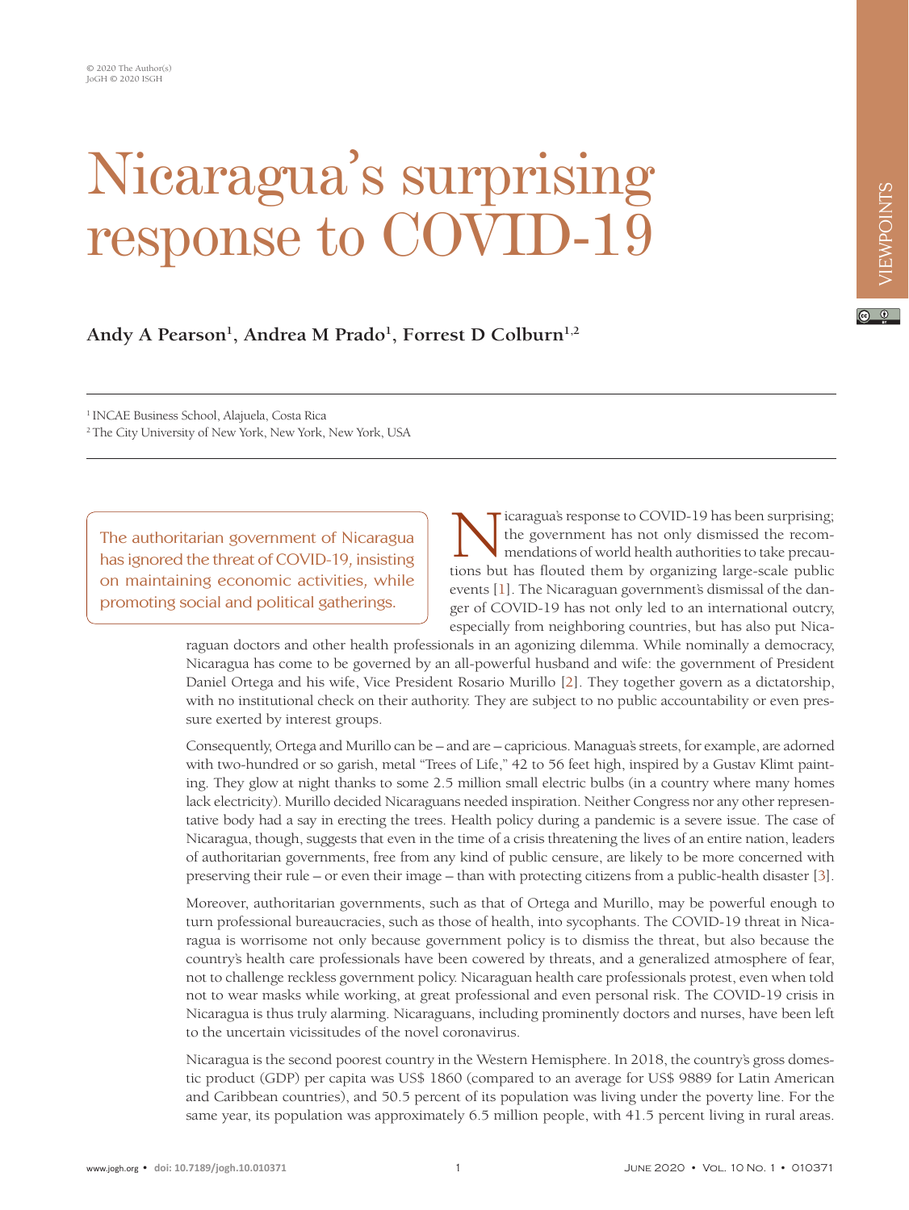© 2020 The Author(s)
JoGH © 2020 ISGH

VIEWPOINTS

# Nicaragua's surprising response to COVID-19

**Andy A Pearson[1], Andrea M Prado[1], Forrest D Colburn[1,2]**

[1] INCAE Business School, Alajuela, Costa Rica
[2] The City University of New York, New York, New York, USA

> The authoritarian government of Nicaragua has ignored the threat of COVID-19, insisting on maintaining economic activities, while promoting social and political gatherings.

Nicaragua's response to COVID-19 has been surprising; the government has not only dismissed the recommendations of world health authorities to take precautions but has flouted them by organizing large-scale public events [1]. The Nicaraguan government's dismissal of the danger of COVID-19 has not only led to an international outcry, especially from neighboring countries, but has also put Nicaraguan doctors and other health professionals in an agonizing dilemma. While nominally a democracy, Nicaragua has come to be governed by an all-powerful husband and wife: the government of President Daniel Ortega and his wife, Vice President Rosario Murillo [2]. They together govern as a dictatorship, with no institutional check on their authority. They are subject to no public accountability or even pressure exerted by interest groups.

Consequently, Ortega and Murillo can be – and are – capricious. Managua's streets, for example, are adorned with two-hundred or so garish, metal "Trees of Life," 42 to 56 feet high, inspired by a Gustav Klimt painting. They glow at night thanks to some 2.5 million small electric bulbs (in a country where many homes lack electricity). Murillo decided Nicaraguans needed inspiration. Neither Congress nor any other representative body had a say in erecting the trees. Health policy during a pandemic is a severe issue. The case of Nicaragua, though, suggests that even in the time of a crisis threatening the lives of an entire nation, leaders of authoritarian governments, free from any kind of public censure, are likely to be more concerned with preserving their rule – or even their image – than with protecting citizens from a public-health disaster [3].

Moreover, authoritarian governments, such as that of Ortega and Murillo, may be powerful enough to turn professional bureaucracies, such as those of health, into sycophants. The COVID-19 threat in Nicaragua is worrisome not only because government policy is to dismiss the threat, but also because the country's health care professionals have been cowered by threats, and a generalized atmosphere of fear, not to challenge reckless government policy. Nicaraguan health care professionals protest, even when told not to wear masks while working, at great professional and even personal risk. The COVID-19 crisis in Nicaragua is thus truly alarming. Nicaraguans, including prominently doctors and nurses, have been left to the uncertain vicissitudes of the novel coronavirus.

Nicaragua is the second poorest country in the Western Hemisphere. In 2018, the country's gross domestic product (GDP) per capita was US$ 1860 (compared to an average for US$ 9889 for Latin American and Caribbean countries), and 50.5 percent of its population was living under the poverty line. For the same year, its population was approximately 6.5 million people, with 41.5 percent living in rural areas.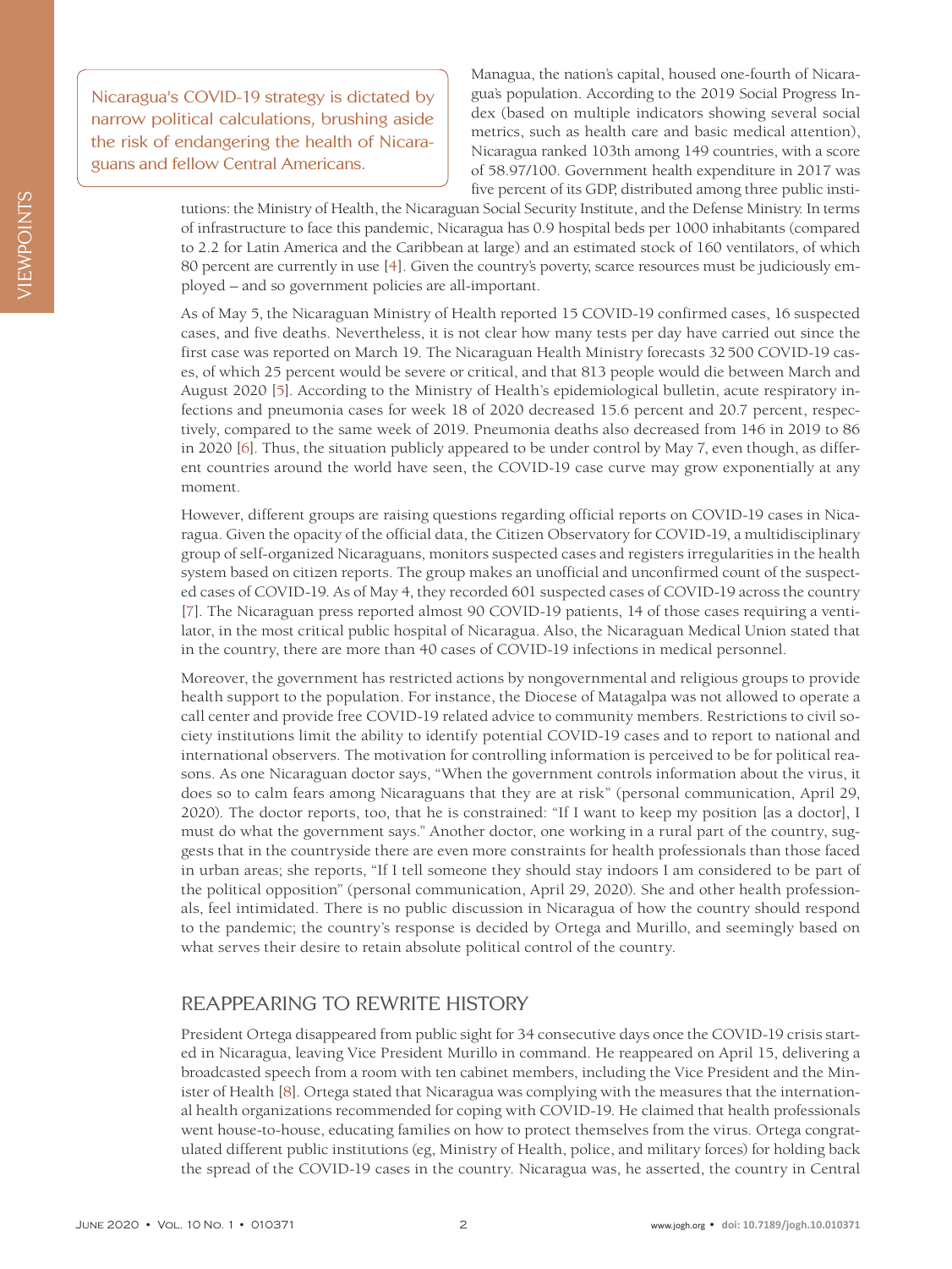> Nicaragua's COVID-19 strategy is dictated by narrow political calculations, brushing aside the risk of endangering the health of Nicaraguans and fellow Central Americans.

Managua, the nation's capital, housed one-fourth of Nicaragua's population. According to the 2019 Social Progress Index (based on multiple indicators showing several social metrics, such as health care and basic medical attention), Nicaragua ranked 103th among 149 countries, with a score of 58.97/100. Government health expenditure in 2017 was five percent of its GDP, distributed among three public institutions: the Ministry of Health, the Nicaraguan Social Security Institute, and the Defense Ministry. In terms of infrastructure to face this pandemic, Nicaragua has 0.9 hospital beds per 1000 inhabitants (compared to 2.2 for Latin America and the Caribbean at large) and an estimated stock of 160 ventilators, of which 80 percent are currently in use [4]. Given the country's poverty, scarce resources must be judiciously employed – and so government policies are all-important.

As of May 5, the Nicaraguan Ministry of Health reported 15 COVID-19 confirmed cases, 16 suspected cases, and five deaths. Nevertheless, it is not clear how many tests per day have carried out since the first case was reported on March 19. The Nicaraguan Health Ministry forecasts 32 500 COVID-19 cases, of which 25 percent would be severe or critical, and that 813 people would die between March and August 2020 [5]. According to the Ministry of Health's epidemiological bulletin, acute respiratory infections and pneumonia cases for week 18 of 2020 decreased 15.6 percent and 20.7 percent, respectively, compared to the same week of 2019. Pneumonia deaths also decreased from 146 in 2019 to 86 in 2020 [6]. Thus, the situation publicly appeared to be under control by May 7, even though, as different countries around the world have seen, the COVID-19 case curve may grow exponentially at any moment.

However, different groups are raising questions regarding official reports on COVID-19 cases in Nicaragua. Given the opacity of the official data, the Citizen Observatory for COVID-19, a multidisciplinary group of self-organized Nicaraguans, monitors suspected cases and registers irregularities in the health system based on citizen reports. The group makes an unofficial and unconfirmed count of the suspected cases of COVID-19. As of May 4, they recorded 601 suspected cases of COVID-19 across the country [7]. The Nicaraguan press reported almost 90 COVID-19 patients, 14 of those cases requiring a ventilator, in the most critical public hospital of Nicaragua. Also, the Nicaraguan Medical Union stated that in the country, there are more than 40 cases of COVID-19 infections in medical personnel.

Moreover, the government has restricted actions by nongovernmental and religious groups to provide health support to the population. For instance, the Diocese of Matagalpa was not allowed to operate a call center and provide free COVID-19 related advice to community members. Restrictions to civil society institutions limit the ability to identify potential COVID-19 cases and to report to national and international observers. The motivation for controlling information is perceived to be for political reasons. As one Nicaraguan doctor says, "When the government controls information about the virus, it does so to calm fears among Nicaraguans that they are at risk" (personal communication, April 29, 2020). The doctor reports, too, that he is constrained: "If I want to keep my position [as a doctor], I must do what the government says." Another doctor, one working in a rural part of the country, suggests that in the countryside there are even more constraints for health professionals than those faced in urban areas; she reports, "If I tell someone they should stay indoors I am considered to be part of the political opposition" (personal communication, April 29, 2020). She and other health professionals, feel intimidated. There is no public discussion in Nicaragua of how the country should respond to the pandemic; the country's response is decided by Ortega and Murillo, and seemingly based on what serves their desire to retain absolute political control of the country.

## REAPPEARING TO REWRITE HISTORY

President Ortega disappeared from public sight for 34 consecutive days once the COVID-19 crisis started in Nicaragua, leaving Vice President Murillo in command. He reappeared on April 15, delivering a broadcasted speech from a room with ten cabinet members, including the Vice President and the Minister of Health [8]. Ortega stated that Nicaragua was complying with the measures that the international health organizations recommended for coping with COVID-19. He claimed that health professionals went house-to-house, educating families on how to protect themselves from the virus. Ortega congratulated different public institutions (eg, Ministry of Health, police, and military forces) for holding back the spread of the COVID-19 cases in the country. Nicaragua was, he asserted, the country in Central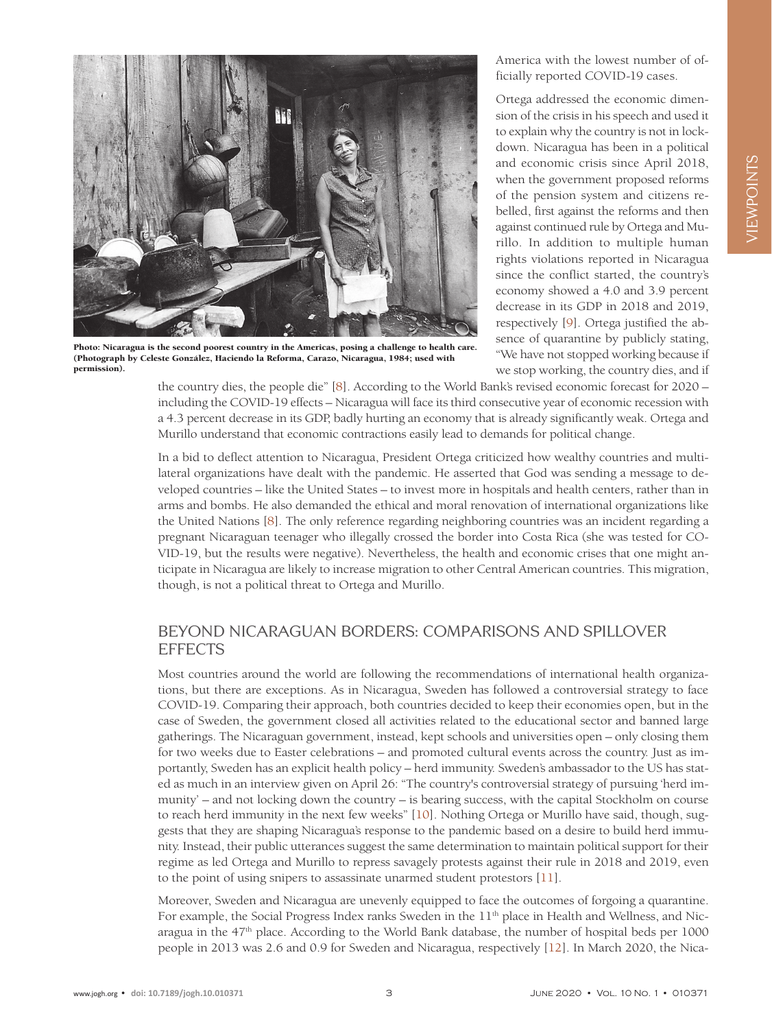Photo: Nicaragua is the second poorest country in the Americas, posing a challenge to health care. (Photograph by Celeste González, Haciendo la Reforma, Carazo, Nicaragua, 1984; used with permission).

America with the lowest number of officially reported COVID-19 cases.

Ortega addressed the economic dimension of the crisis in his speech and used it to explain why the country is not in lockdown. Nicaragua has been in a political and economic crisis since April 2018, when the government proposed reforms of the pension system and citizens rebelled, first against the reforms and then against continued rule by Ortega and Murillo. In addition to multiple human rights violations reported in Nicaragua since the conflict started, the country's economy showed a 4.0 and 3.9 percent decrease in its GDP in 2018 and 2019, respectively [9]. Ortega justified the absence of quarantine by publicly stating, "We have not stopped working because if we stop working, the country dies, and if the country dies, the people die" [8]. According to the World Bank's revised economic forecast for 2020 – including the COVID-19 effects – Nicaragua will face its third consecutive year of economic recession with a 4.3 percent decrease in its GDP, badly hurting an economy that is already significantly weak. Ortega and Murillo understand that economic contractions easily lead to demands for political change.

In a bid to deflect attention to Nicaragua, President Ortega criticized how wealthy countries and multilateral organizations have dealt with the pandemic. He asserted that God was sending a message to developed countries – like the United States – to invest more in hospitals and health centers, rather than in arms and bombs. He also demanded the ethical and moral renovation of international organizations like the United Nations [8]. The only reference regarding neighboring countries was an incident regarding a pregnant Nicaraguan teenager who illegally crossed the border into Costa Rica (she was tested for COVID-19, but the results were negative). Nevertheless, the health and economic crises that one might anticipate in Nicaragua are likely to increase migration to other Central American countries. This migration, though, is not a political threat to Ortega and Murillo.

## BEYOND NICARAGUAN BORDERS: COMPARISONS AND SPILLOVER EFFECTS

Most countries around the world are following the recommendations of international health organizations, but there are exceptions. As in Nicaragua, Sweden has followed a controversial strategy to face COVID-19. Comparing their approach, both countries decided to keep their economies open, but in the case of Sweden, the government closed all activities related to the educational sector and banned large gatherings. The Nicaraguan government, instead, kept schools and universities open – only closing them for two weeks due to Easter celebrations – and promoted cultural events across the country. Just as importantly, Sweden has an explicit health policy – herd immunity. Sweden's ambassador to the US has stated as much in an interview given on April 26: "The country's controversial strategy of pursuing 'herd immunity' – and not locking down the country – is bearing success, with the capital Stockholm on course to reach herd immunity in the next few weeks" [10]. Nothing Ortega or Murillo have said, though, suggests that they are shaping Nicaragua's response to the pandemic based on a desire to build herd immunity. Instead, their public utterances suggest the same determination to maintain political support for their regime as led Ortega and Murillo to repress savagely protests against their rule in 2018 and 2019, even to the point of using snipers to assassinate unarmed student protestors [11].

Moreover, Sweden and Nicaragua are unevenly equipped to face the outcomes of forgoing a quarantine. For example, the Social Progress Index ranks Sweden in the 11th place in Health and Wellness, and Nicaragua in the 47th place. According to the World Bank database, the number of hospital beds per 1000 people in 2013 was 2.6 and 0.9 for Sweden and Nicaragua, respectively [12]. In March 2020, the Nica-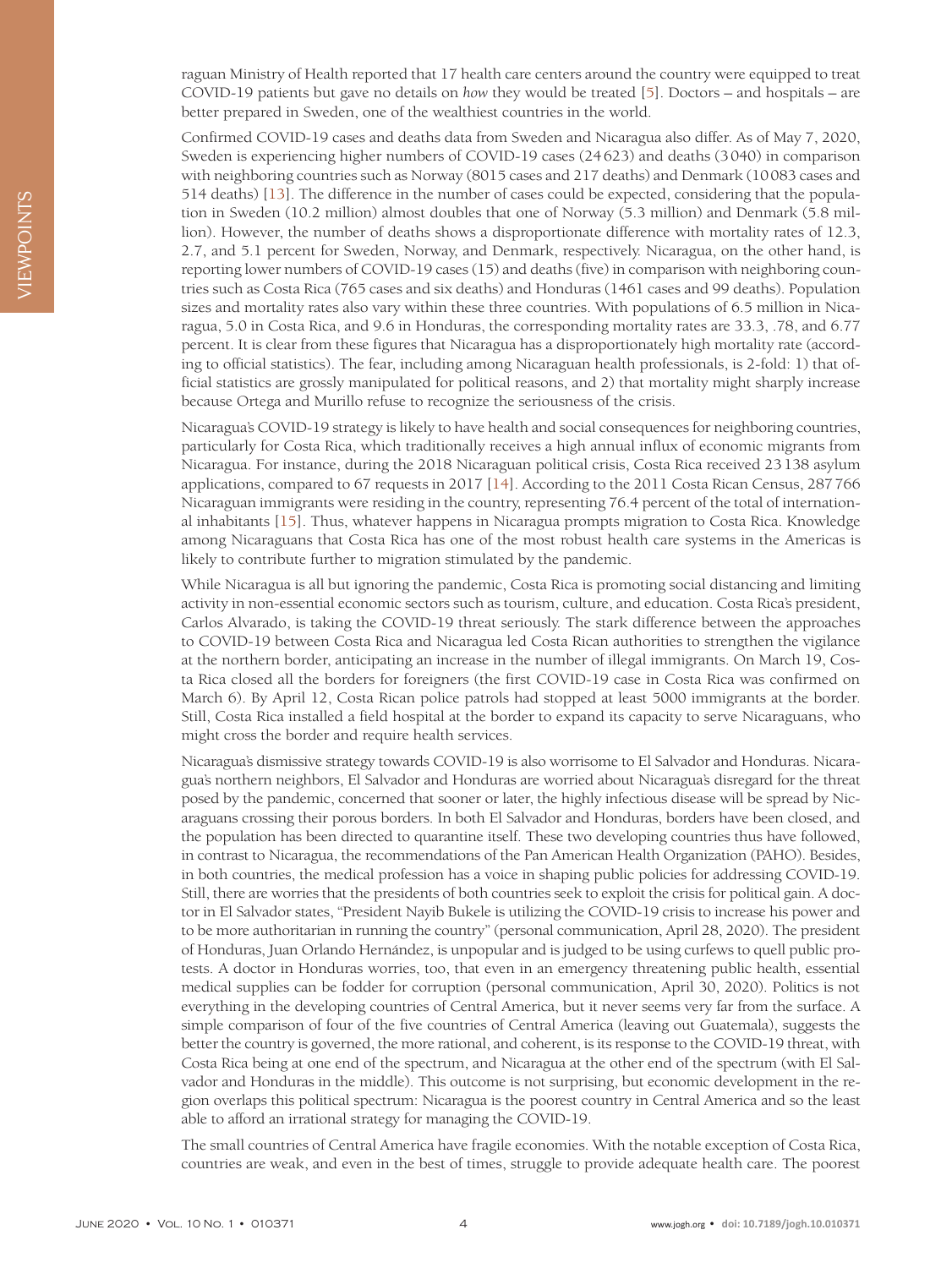raguan Ministry of Health reported that 17 health care centers around the country were equipped to treat COVID-19 patients but gave no details on *how* they would be treated [5]. Doctors – and hospitals – are better prepared in Sweden, one of the wealthiest countries in the world.

Confirmed COVID-19 cases and deaths data from Sweden and Nicaragua also differ. As of May 7, 2020, Sweden is experiencing higher numbers of COVID-19 cases (24 623) and deaths (3 040) in comparison with neighboring countries such as Norway (8015 cases and 217 deaths) and Denmark (10 083 cases and 514 deaths) [13]. The difference in the number of cases could be expected, considering that the population in Sweden (10.2 million) almost doubles that one of Norway (5.3 million) and Denmark (5.8 million). However, the number of deaths shows a disproportionate difference with mortality rates of 12.3, 2.7, and 5.1 percent for Sweden, Norway, and Denmark, respectively. Nicaragua, on the other hand, is reporting lower numbers of COVID-19 cases (15) and deaths (five) in comparison with neighboring countries such as Costa Rica (765 cases and six deaths) and Honduras (1461 cases and 99 deaths). Population sizes and mortality rates also vary within these three countries. With populations of 6.5 million in Nicaragua, 5.0 in Costa Rica, and 9.6 in Honduras, the corresponding mortality rates are 33.3, .78, and 6.77 percent. It is clear from these figures that Nicaragua has a disproportionately high mortality rate (according to official statistics). The fear, including among Nicaraguan health professionals, is 2-fold: 1) that official statistics are grossly manipulated for political reasons, and 2) that mortality might sharply increase because Ortega and Murillo refuse to recognize the seriousness of the crisis.

Nicaragua's COVID-19 strategy is likely to have health and social consequences for neighboring countries, particularly for Costa Rica, which traditionally receives a high annual influx of economic migrants from Nicaragua. For instance, during the 2018 Nicaraguan political crisis, Costa Rica received 23 138 asylum applications, compared to 67 requests in 2017 [14]. According to the 2011 Costa Rican Census, 287 766 Nicaraguan immigrants were residing in the country, representing 76.4 percent of the total of international inhabitants [15]. Thus, whatever happens in Nicaragua prompts migration to Costa Rica. Knowledge among Nicaraguans that Costa Rica has one of the most robust health care systems in the Americas is likely to contribute further to migration stimulated by the pandemic.

While Nicaragua is all but ignoring the pandemic, Costa Rica is promoting social distancing and limiting activity in non-essential economic sectors such as tourism, culture, and education. Costa Rica's president, Carlos Alvarado, is taking the COVID-19 threat seriously. The stark difference between the approaches to COVID-19 between Costa Rica and Nicaragua led Costa Rican authorities to strengthen the vigilance at the northern border, anticipating an increase in the number of illegal immigrants. On March 19, Costa Rica closed all the borders for foreigners (the first COVID-19 case in Costa Rica was confirmed on March 6). By April 12, Costa Rican police patrols had stopped at least 5000 immigrants at the border. Still, Costa Rica installed a field hospital at the border to expand its capacity to serve Nicaraguans, who might cross the border and require health services.

Nicaragua's dismissive strategy towards COVID-19 is also worrisome to El Salvador and Honduras. Nicaragua's northern neighbors, El Salvador and Honduras are worried about Nicaragua's disregard for the threat posed by the pandemic, concerned that sooner or later, the highly infectious disease will be spread by Nicaraguans crossing their porous borders. In both El Salvador and Honduras, borders have been closed, and the population has been directed to quarantine itself. These two developing countries thus have followed, in contrast to Nicaragua, the recommendations of the Pan American Health Organization (PAHO). Besides, in both countries, the medical profession has a voice in shaping public policies for addressing COVID-19. Still, there are worries that the presidents of both countries seek to exploit the crisis for political gain. A doctor in El Salvador states, "President Nayib Bukele is utilizing the COVID-19 crisis to increase his power and to be more authoritarian in running the country" (personal communication, April 28, 2020). The president of Honduras, Juan Orlando Hernández, is unpopular and is judged to be using curfews to quell public protests. A doctor in Honduras worries, too, that even in an emergency threatening public health, essential medical supplies can be fodder for corruption (personal communication, April 30, 2020). Politics is not everything in the developing countries of Central America, but it never seems very far from the surface. A simple comparison of four of the five countries of Central America (leaving out Guatemala), suggests the better the country is governed, the more rational, and coherent, is its response to the COVID-19 threat, with Costa Rica being at one end of the spectrum, and Nicaragua at the other end of the spectrum (with El Salvador and Honduras in the middle). This outcome is not surprising, but economic development in the region overlaps this political spectrum: Nicaragua is the poorest country in Central America and so the least able to afford an irrational strategy for managing the COVID-19.

The small countries of Central America have fragile economies. With the notable exception of Costa Rica, countries are weak, and even in the best of times, struggle to provide adequate health care. The poorest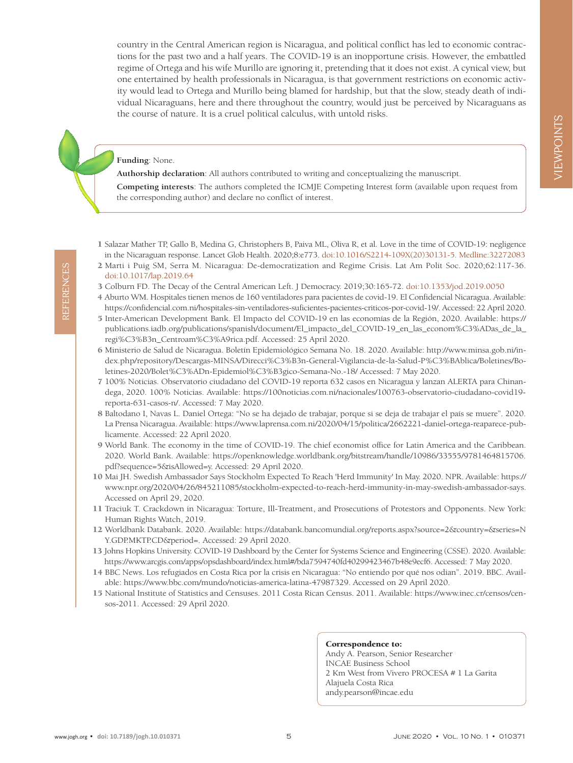country in the Central American region is Nicaragua, and political conflict has led to economic contractions for the past two and a half years. The COVID-19 is an inopportune crisis. However, the embattled regime of Ortega and his wife Murillo are ignoring it, pretending that it does not exist. A cynical view, but one entertained by health professionals in Nicaragua, is that government restrictions on economic activity would lead to Ortega and Murillo being blamed for hardship, but that the slow, steady death of individual Nicaraguans, here and there throughout the country, would just be perceived by Nicaraguans as the course of nature. It is a cruel political calculus, with untold risks.

**Funding**: None.

**Authorship declaration**: All authors contributed to writing and conceptualizing the manuscript.

**Competing interests**: The authors completed the ICMJE Competing Interest form (available upon request from the corresponding author) and declare no conflict of interest.

## REFERENCES

1. Salazar Mather TP, Gallo B, Medina G, Christophers B, Paiva ML, Oliva R, et al. Love in the time of COVID-19: negligence in the Nicaraguan response. Lancet Glob Health. 2020;8:e773. doi:10.1016/S2214-109X(20)30131-5. Medline:32272083
2. Marti i Puig SM, Serra M. Nicaragua: De-democratization and Regime Crisis. Lat Am Polit Soc. 2020;62:117-36. doi:10.1017/lap.2019.64
3. Colburn FD. The Decay of the Central American Left. J Democracy. 2019;30:165-72. doi:10.1353/jod.2019.0050
4. Aburto WM. Hospitales tienen menos de 160 ventiladores para pacientes de covid-19. El Confidencial Nicaragua. Available: https://confidencial.com.ni/hospitales-sin-ventiladores-suficientes-pacientes-criticos-por-covid-19/. Accessed: 22 April 2020.
5. Inter-American Development Bank. El Impacto del COVID-19 en las economías de la Región, 2020. Available: https://publications.iadb.org/publications/spanish/document/El_impacto_del_COVID-19_en_las_econom%C3%ADas_de_la_regi%C3%B3n_Centroam%C3%A9rica.pdf. Accessed: 25 April 2020.
6. Ministerio de Salud de Nicaragua. Boletín Epidemiológico Semana No. 18. 2020. Available: http://www.minsa.gob.ni/index.php/repository/Descargas-MINSA/Direcci%C3%B3n-General-Vigilancia-de-la-Salud-P%C3%BAblica/Boletines/Boletines-2020/Bolet%C3%ADn-Epidemiol%C3%B3gico-Semana-No.-18/ Accessed: 7 May 2020.
7. 100% Noticias. Observatorio ciudadano del COVID-19 reporta 632 casos en Nicaragua y lanzan ALERTA para Chinandega, 2020. 100% Noticias. Available: https://100noticias.com.ni/nacionales/100763-observatorio-ciudadano-covid19-reporta-631-casos-n/. Accessed: 7 May 2020.
8. Baltodano I, Navas L. Daniel Ortega: "No se ha dejado de trabajar, porque si se deja de trabajar el país se muere". 2020. La Prensa Nicaragua. Available: https://www.laprensa.com.ni/2020/04/15/politica/2662221-daniel-ortega-reaparece-publicamente. Accessed: 22 April 2020.
9. World Bank. The economy in the time of COVID-19. The chief economist office for Latin America and the Caribbean. 2020. World Bank. Available: https://openknowledge.worldbank.org/bitstream/handle/10986/33555/9781464815706.pdf?sequence=5&isAllowed=y. Accessed: 29 April 2020.
10. Mai JH. Swedish Ambassador Says Stockholm Expected To Reach 'Herd Immunity' In May. 2020. NPR. Available: https://www.npr.org/2020/04/26/845211085/stockholm-expected-to-reach-herd-immunity-in-may-swedish-ambassador-says. Accessed on April 29, 2020.
11. Traciuk T. Crackdown in Nicaragua: Torture, Ill-Treatment, and Prosecutions of Protestors and Opponents. New York: Human Rights Watch, 2019.
12. Worldbank Databank. 2020. Available: https://databank.bancomundial.org/reports.aspx?source=2&country=&series=NY.GDP.MKTP.CD&period=. Accessed: 29 April 2020.
13. Johns Hopkins University. COVID-19 Dashboard by the Center for Systems Science and Engineering (CSSE). 2020. Available: https://www.arcgis.com/apps/opsdashboard/index.html#/bda7594740fd40299423467b48e9ecf6. Accessed: 7 May 2020.
14. BBC News. Los refugiados en Costa Rica por la crisis en Nicaragua: "No entiendo por qué nos odian". 2019. BBC. Available: https://www.bbc.com/mundo/noticias-america-latina-47987329. Accessed on 29 April 2020.
15. National Institute of Statistics and Censuses. 2011 Costa Rican Census. 2011. Available: https://www.inec.cr/censos/censos-2011. Accessed: 29 April 2020.

**Correspondence to:**
Andy A. Pearson, Senior Researcher
INCAE Business School
2 Km West from Vivero PROCESA # 1 La Garita
Alajuela Costa Rica
andy.pearson@incae.edu